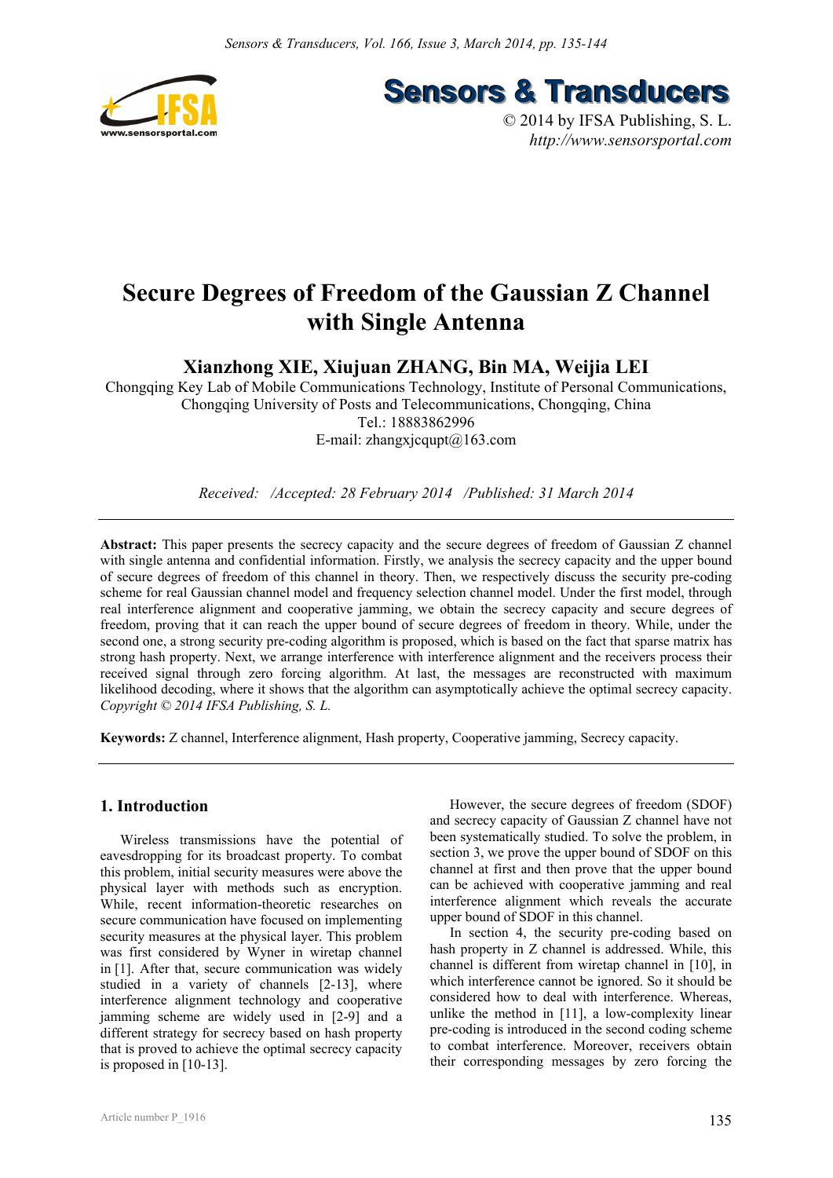# Secure Degrees of Freedom of the Gaussian Z Channel with Single Antenna

**Xianzhong XIE, Xiujuan ZHANG, Bin MA, Weijia LEI**

Chongqing Key Lab of Mobile Communications Technology, Institute of Personal Communications, Chongqing University of Posts and Telecommunications, Chongqing, China

Tel.: 18883862996

E-mail: zhangxjcqupt@163.com

*Received: /Accepted: 28 February 2014 /Published: 31 March 2014*

---

**Abstract:** This paper presents the secrecy capacity and the secure degrees of freedom of Gaussian Z channel with single antenna and confidential information. Firstly, we analysis the secrecy capacity and the upper bound of secure degrees of freedom of this channel in theory. Then, we respectively discuss the security pre-coding scheme for real Gaussian channel model and frequency selection channel model. Under the first model, through real interference alignment and cooperative jamming, we obtain the secrecy capacity and secure degrees of freedom, proving that it can reach the upper bound of secure degrees of freedom in theory. While, under the second one, a strong security pre-coding algorithm is proposed, which is based on the fact that sparse matrix has strong hash property. Next, we arrange interference with interference alignment and the receivers process their received signal through zero forcing algorithm. At last, the messages are reconstructed with maximum likelihood decoding, where it shows that the algorithm can asymptotically achieve the optimal secrecy capacity. *Copyright © 2014 IFSA Publishing, S. L.*

**Keywords:** Z channel, Interference alignment, Hash property, Cooperative jamming, Secrecy capacity.

---

## 1. Introduction

Wireless transmissions have the potential of eavesdropping for its broadcast property. To combat this problem, initial security measures were above the physical layer with methods such as encryption. While, recent information-theoretic researches on secure communication have focused on implementing security measures at the physical layer. This problem was first considered by Wyner in wiretap channel in [1]. After that, secure communication was widely studied in a variety of channels [2-13], where interference alignment technology and cooperative jamming scheme are widely used in [2-9] and a different strategy for secrecy based on hash property that is proved to achieve the optimal secrecy capacity is proposed in [10-13].

However, the secure degrees of freedom (SDOF) and secrecy capacity of Gaussian Z channel have not been systematically studied. To solve the problem, in section 3, we prove the upper bound of SDOF on this channel at first and then prove that the upper bound can be achieved with cooperative jamming and real interference alignment which reveals the accurate upper bound of SDOF in this channel.

In section 4, the security pre-coding based on hash property in Z channel is addressed. While, this channel is different from wiretap channel in [10], in which interference cannot be ignored. So it should be considered how to deal with interference. Whereas, unlike the method in [11], a low-complexity linear pre-coding is introduced in the second coding scheme to combat interference. Moreover, receivers obtain their corresponding messages by zero forcing the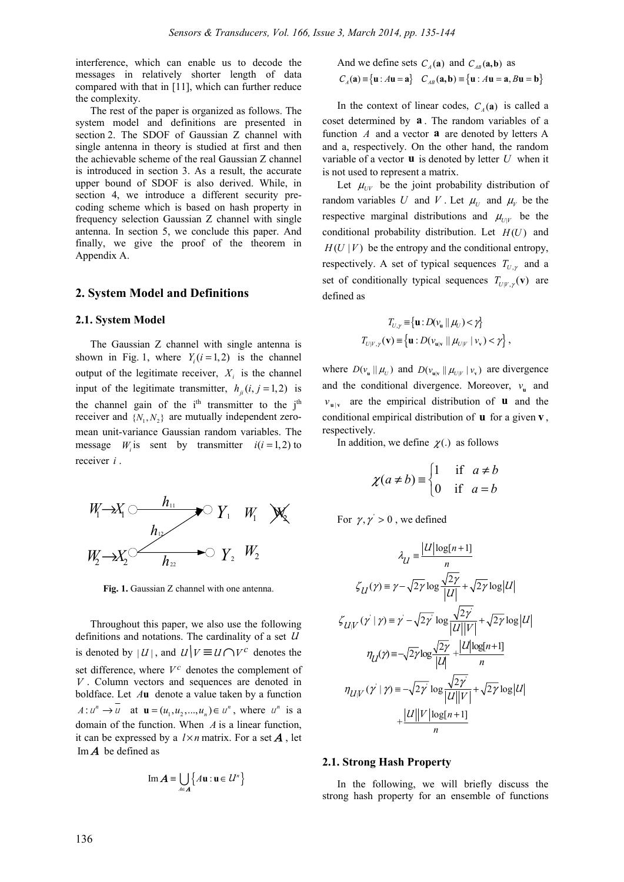interference, which can enable us to decode the messages in relatively shorter length of data compared with that in [11], which can further reduce the complexity.

The rest of the paper is organized as follows. The system model and definitions are presented in section 2. The SDOF of Gaussian Z channel with single antenna in theory is studied at first and then the achievable scheme of the real Gaussian Z channel is introduced in section 3. As a result, the accurate upper bound of SDOF is also derived. While, in section 4, we introduce a different security pre-coding scheme which is based on hash property in frequency selection Gaussian Z channel with single antenna. In section 5, we conclude this paper. And finally, we give the proof of the theorem in Appendix A.

## 2. System Model and Definitions

### 2.1. System Model

The Gaussian Z channel with single antenna is shown in Fig. 1, where $Y_i (i=1,2)$ is the channel output of the legitimate receiver, $X_i$ is the channel input of the legitimate transmitter, $h_{ji} (i,j=1,2)$ is the channel gain of the i[th] transmitter to the j[th] receiver and $\{N_1, N_2\}$ are mutually independent zero-mean unit-variance Gaussian random variables. The message $W_i$ is sent by transmitter $i (i=1,2)$ to receiver $i$.

**Fig. 1.** Gaussian Z channel with one antenna.

Throughout this paper, we also use the following definitions and notations. The cardinality of a set $U$ is denoted by $|U|$, and $U \backslash V \equiv U \cap V^c$ denotes the set difference, where $V^c$ denotes the complement of $V$. Column vectors and sequences are denoted in boldface. Let $A\mathbf{u}$ denote a value taken by a function $A: u^n \to \overline{u}$ at $\mathbf{u} = (u_1, u_2, ..., u_n) \in u^n$, where $u^n$ is a domain of the function. When $A$ is a linear function, it can be expressed by a $l \times n$ matrix. For a set $\boldsymbol{A}$, let $\operatorname{Im} \boldsymbol{A}$ be defined as

$$\operatorname{Im} \boldsymbol{A} \equiv \bigcup_{A \in \boldsymbol{A}} \{A\mathbf{u} : \mathbf{u} \in U^n\}$$

And we define sets $C_A(\mathbf{a})$ and $C_{AB}(\mathbf{a}, \mathbf{b})$ as

$$C_A(\mathbf{a}) \equiv \{\mathbf{u} : A\mathbf{u} = \mathbf{a}\} \quad C_{AB}(\mathbf{a}, \mathbf{b}) \equiv \{\mathbf{u} : A\mathbf{u} = \mathbf{a}, B\mathbf{u} = \mathbf{b}\}$$

In the context of linear codes, $C_A(\mathbf{a})$ is called a coset determined by $\mathbf{a}$. The random variables of a function $A$ and a vector $\mathbf{a}$ are denoted by letters A and a, respectively. On the other hand, the random variable of a vector $\mathbf{u}$ is denoted by letter $U$ when it is not used to represent a matrix.

Let $\mu_{UV}$ be the joint probability distribution of random variables $U$ and $V$. Let $\mu_U$ and $\mu_V$ be the respective marginal distributions and $\mu_{U|V}$ be the conditional probability distribution. Let $H(U)$ and $H(U|V)$ be the entropy and the conditional entropy, respectively. A set of typical sequences $T_{U,\gamma}$ and a set of conditionally typical sequences $T_{U|V,\gamma}(\mathbf{v})$ are defined as

$$T_{U,\gamma} \equiv \{\mathbf{u} : D(v_{\mathbf{u}} \| \mu_U) < \gamma\}$$

$$T_{U|V,\gamma}(\mathbf{v}) \equiv \{\mathbf{u} : D(v_{\mathbf{u}|\mathbf{v}} \| \mu_{U|V} \mid v_{\mathbf{v}}) < \gamma\},$$

where $D(v_{\mathbf{u}} \| \mu_U)$ and $D(v_{\mathbf{u}|\mathbf{v}} \| \mu_{U|V} \mid v_{\mathbf{v}})$ are divergence and the conditional divergence. Moreover, $v_{\mathbf{u}}$ and $v_{\mathbf{u}|\mathbf{v}}$ are the empirical distribution of $\mathbf{u}$ and the conditional empirical distribution of $\mathbf{u}$ for a given $\mathbf{v}$, respectively.

In addition, we define $\chi(.)$ as follows

$$\chi(a \neq b) \equiv \begin{cases} 1 & \text{if } a \neq b \\ 0 & \text{if } a = b \end{cases}$$

For $\gamma, \gamma' > 0$, we defined

$$\lambda_U \equiv \frac{|U| \log[n+1]}{n}$$

$$\zeta_U(\gamma) \equiv \gamma - \sqrt{2\gamma} \log \frac{\sqrt{2\gamma}}{|U|} + \sqrt{2\gamma} \log |U|$$

$$\zeta_{U|V}(\gamma' \mid \gamma) \equiv \gamma' - \sqrt{2\gamma'} \log \frac{\sqrt{2\gamma'}}{|U||V|} + \sqrt{2\gamma} \log |U|$$

$$\eta_U(\gamma) \equiv -\sqrt{2\gamma} \log \frac{\sqrt{2\gamma}}{|U|} + \frac{|U| \log[n+1]}{n}$$

$$\eta_{U|V}(\gamma' \mid \gamma) \equiv -\sqrt{2\gamma'} \log \frac{\sqrt{2\gamma'}}{|U||V|} + \sqrt{2\gamma} \log |U| + \frac{|U||V| \log[n+1]}{n}$$

### 2.1. Strong Hash Property

In the following, we will briefly discuss the strong hash property for an ensemble of functions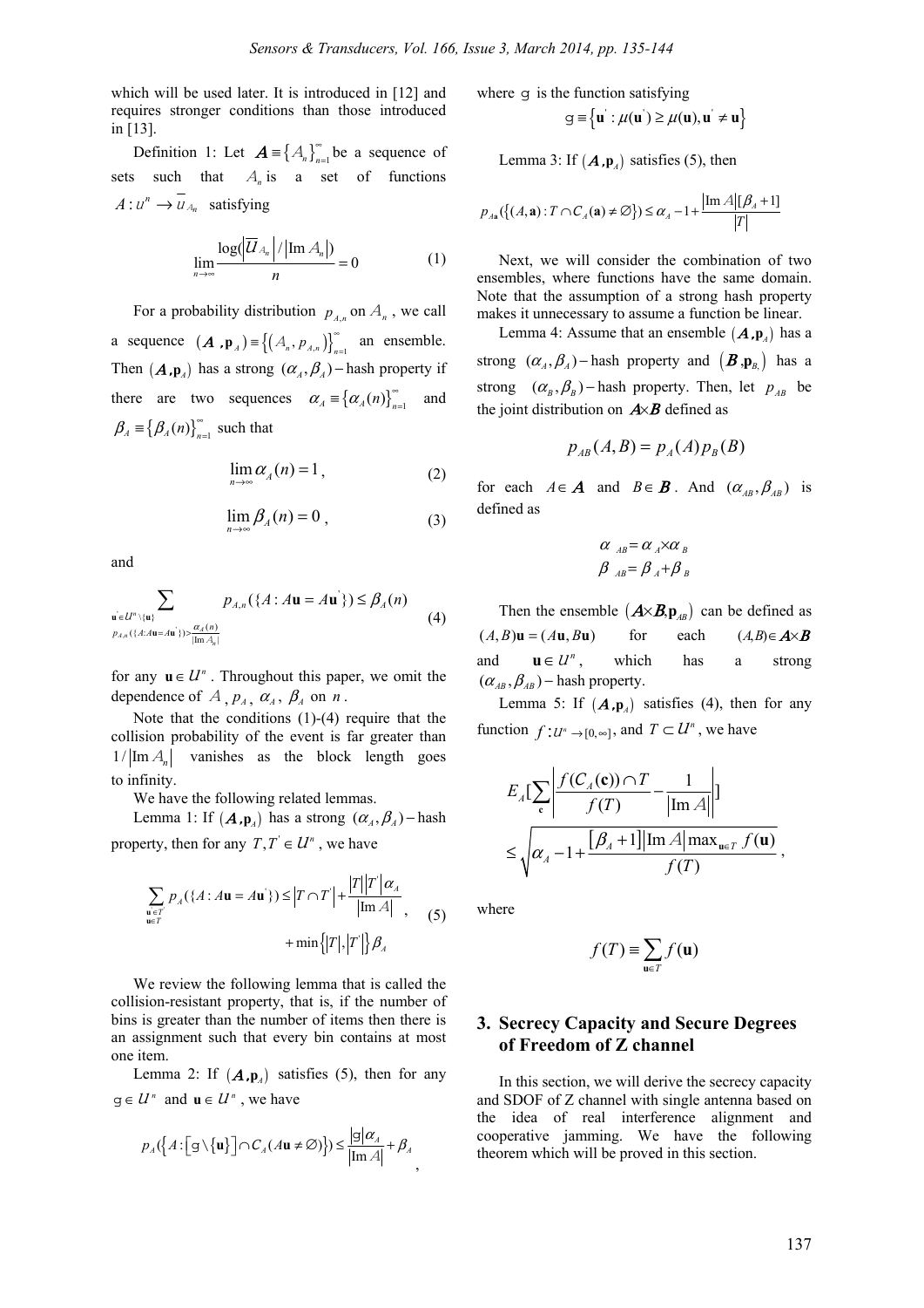which will be used later. It is introduced in [12] and requires stronger conditions than those introduced in [13].

Definition 1: Let $\boldsymbol{A} \equiv \{A_n\}_{n=1}^{\infty}$ be a sequence of sets such that $A_n$ is a set of functions $A: \mathcal{U}^n \to \overline{\mathcal{U}}_{A_n}$ satisfying

$$\lim_{n\to\infty} \frac{\log(\left|\overline{\mathcal{U}}_{A_n}\right| / \left|\text{Im}\, A_n\right|)}{n} = 0 \tag{1}$$

For a probability distribution $p_{A,n}$ on $A_n$, we call a sequence $(\boldsymbol{A}, \mathbf{p}_A) \equiv \{(A_n, p_{A,n})\}_{n=1}^{\infty}$ an ensemble. Then $(\boldsymbol{A}, \mathbf{p}_A)$ has a strong $(\alpha_A, \beta_A)-$hash property if there are two sequences $\alpha_A \equiv \{\alpha_A(n)\}_{n=1}^{\infty}$ and $\beta_A \equiv \{\beta_A(n)\}_{n=1}^{\infty}$ such that

$$\lim_{n\to\infty} \alpha_A(n) = 1, \tag{2}$$

$$\lim_{n\to\infty} \beta_A(n) = 0, \tag{3}$$

and

$$\sum_{\substack{\mathbf{u}' \in \mathcal{U}^n \setminus \{\mathbf{u}\} \\ p_{A,n}(\{A: A\mathbf{u} = A\mathbf{u}'\}) > \frac{\alpha_A(n)}{|\text{Im}\, A_n|}}} p_{A,n}(\{A: A\mathbf{u} = A\mathbf{u}'\}) \le \beta_A(n) \tag{4}$$

for any $\mathbf{u} \in \mathcal{U}^n$. Throughout this paper, we omit the dependence of $A$, $p_A$, $\alpha_A$, $\beta_A$ on $n$.

Note that the conditions (1)-(4) require that the collision probability of the event is far greater than $1/\left|\text{Im}\, A_n\right|$ vanishes as the block length goes to infinity.

We have the following related lemmas.

Lemma 1: If $(\boldsymbol{A}, \mathbf{p}_A)$ has a strong $(\alpha_A, \beta_A)-$hash property, then for any $T, T' \in \mathcal{U}^n$, we have

$$\sum_{\substack{\mathbf{u}' \in T' \\ \mathbf{u} \in T}} p_A(\{A: A\mathbf{u} = A\mathbf{u}'\}) \le \left|T \cap T'\right| + \frac{|T||T'|\alpha_A}{|\text{Im}\, A|} + \min\{|T|, |T'|\}\beta_A \tag{5}$$

We review the following lemma that is called the collision-resistant property, that is, if the number of bins is greater than the number of items then there is an assignment such that every bin contains at most one item.

Lemma 2: If $(\boldsymbol{A}, \mathbf{p}_A)$ satisfies (5), then for any $\mathcal{G} \in \mathcal{U}^n$ and $\mathbf{u} \in \mathcal{U}^n$, we have

$$p_A(\{A: [\mathcal{G} \setminus \{\mathbf{u}\}] \cap C_A(A\mathbf{u} \ne \varnothing)\}) \le \frac{|\mathcal{G}|\alpha_A}{|\text{Im}\, A|} + \beta_A,$$

where $\mathcal{G}$ is the function satisfying

$$\mathcal{G} \equiv \{\mathbf{u}' : \mu(\mathbf{u}') \ge \mu(\mathbf{u}), \mathbf{u}' \ne \mathbf{u}\}$$

Lemma 3: If $(\boldsymbol{A}, \mathbf{p}_A)$ satisfies (5), then

$$p_{A\mathbf{a}}(\{(A, \mathbf{a}): T \cap C_A(\mathbf{a}) \ne \varnothing\}) \le \alpha_A - 1 + \frac{|\text{Im}\, A|[\beta_A + 1]}{|T|}$$

Next, we will consider the combination of two ensembles, where functions have the same domain. Note that the assumption of a strong hash property makes it unnecessary to assume a function be linear.

Lemma 4: Assume that an ensemble $(\boldsymbol{A}, \mathbf{p}_A)$ has a strong $(\alpha_A, \beta_A)-$hash property and $(\boldsymbol{B}, \mathbf{p}_B)$ has a strong $(\alpha_B, \beta_B)-$hash property. Then, let $p_{AB}$ be the joint distribution on $\boldsymbol{A} \times \boldsymbol{B}$ defined as

$$p_{AB}(A, B) = p_A(A)p_B(B)$$

for each $A \in \boldsymbol{A}$ and $B \in \boldsymbol{B}$. And $(\alpha_{AB}, \beta_{AB})$ is defined as

$$\alpha_{AB} = \alpha_A \times \alpha_B$$
$$\beta_{AB} = \beta_A + \beta_B$$

Then the ensemble $(\boldsymbol{A} \times \boldsymbol{B}, \mathbf{p}_{AB})$ can be defined as $(A, B)\mathbf{u} = (A\mathbf{u}, B\mathbf{u})$ for each $(A, B) \in \boldsymbol{A} \times \boldsymbol{B}$ and $\mathbf{u} \in \mathcal{U}^n$, which has a strong $(\alpha_{AB}, \beta_{AB})-$hash property.

Lemma 5: If $(\boldsymbol{A}, \mathbf{p}_A)$ satisfies (4), then for any function $f: \mathcal{U}^n \to [0, \infty]$, and $T \subset \mathcal{U}^n$, we have

$$E_A\left[\sum_{\mathbf{c}} \left| \frac{f(C_A(\mathbf{c})) \cap T}{f(T)} - \frac{1}{|\text{Im}\, A|} \right| \right] \le \sqrt{\alpha_A - 1 + \frac{[\beta_A + 1]|\text{Im}\, A| \max_{\mathbf{u} \in T} f(\mathbf{u})}{f(T)}},$$

where

$$f(T) \equiv \sum_{\mathbf{u} \in T} f(\mathbf{u})$$

## 3. Secrecy Capacity and Secure Degrees of Freedom of Z channel

In this section, we will derive the secrecy capacity and SDOF of Z channel with single antenna based on the idea of real interference alignment and cooperative jamming. We have the following theorem which will be proved in this section.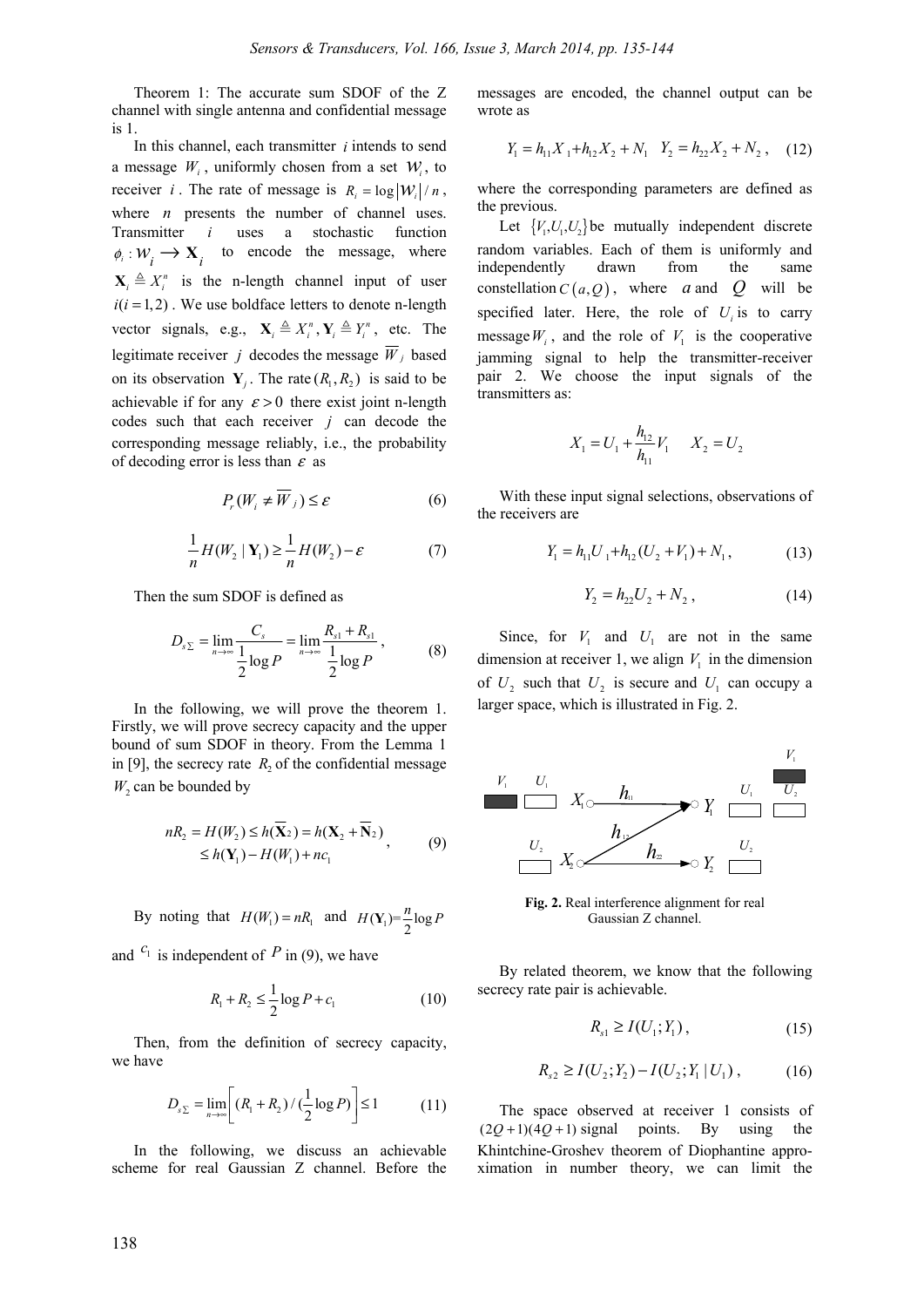Theorem 1: The accurate sum SDOF of the Z channel with single antenna and confidential message is 1.

In this channel, each transmitter $i$ intends to send a message $W_i$, uniformly chosen from a set $\mathcal{W}_i$, to receiver $i$. The rate of message is $R_i = \log|\mathcal{W}_i|/n$, where $n$ presents the number of channel uses. Transmitter $i$ uses a stochastic function $\phi_i : \mathcal{W}_i \longrightarrow \mathbf{X}_i$ to encode the message, where $\mathbf{X}_i \triangleq X_i^n$ is the n-length channel input of user $i (i = 1,2)$. We use boldface letters to denote n-length vector signals, e.g., $\mathbf{X}_i \triangleq X_i^n, \mathbf{Y}_i \triangleq Y_i^n$, etc. The legitimate receiver $j$ decodes the message $\overline{W}_j$ based on its observation $\mathbf{Y}_j$. The rate $(R_1, R_2)$ is said to be achievable if for any $\varepsilon > 0$ there exist joint n-length codes such that each receiver $j$ can decode the corresponding message reliably, i.e., the probability of decoding error is less than $\varepsilon$ as

$$P_r(W_i \neq \overline{W}_j) \leq \varepsilon \tag{6}$$

$$\frac{1}{n}H(W_2 \mid \mathbf{Y}_1) \geq \frac{1}{n}H(W_2) - \varepsilon \tag{7}$$

Then the sum SDOF is defined as

$$D_{s\Sigma} = \lim_{n\to\infty} \frac{C_s}{\frac{1}{2}\log P} = \lim_{n\to\infty} \frac{R_{s1}+R_{s1}}{\frac{1}{2}\log P}, \tag{8}$$

In the following, we will prove the theorem 1. Firstly, we will prove secrecy capacity and the upper bound of sum SDOF in theory. From the Lemma 1 in [9], the secrecy rate $R_2$ of the confidential message $W_2$ can be bounded by

$$\begin{aligned} nR_2 = H(W_2) &\leq h(\overline{\mathbf{X}}_2) = h(\mathbf{X}_2 + \overline{\mathbf{N}}_2) \\ &\leq h(\mathbf{Y}_1) - H(W_1) + nc_1 \end{aligned}, \tag{9}$$

By noting that $H(W_1) = nR_1$ and $H(\mathbf{Y}_1) = \frac{n}{2}\log P$ and $c_1$ is independent of $P$ in (9), we have

$$R_1 + R_2 \leq \frac{1}{2}\log P + c_1 \tag{10}$$

Then, from the definition of secrecy capacity, we have

$$D_{s\Sigma} = \lim_{n\to\infty}\left[(R_1+R_2)/(\frac{1}{2}\log P)\right] \leq 1 \tag{11}$$

In the following, we discuss an achievable scheme for real Gaussian Z channel. Before the messages are encoded, the channel output can be wrote as

$$Y_1 = h_{11}X_1 + h_{12}X_2 + N_1 \quad Y_2 = h_{22}X_2 + N_2, \tag{12}$$

where the corresponding parameters are defined as the previous.

Let $\{V_1, U_1, U_2\}$ be mutually independent discrete random variables. Each of them is uniformly and independently drawn from the same constellation $C(a, Q)$, where $a$ and $Q$ will be specified later. Here, the role of $U_i$ is to carry message $W_i$, and the role of $V_1$ is the cooperative jamming signal to help the transmitter-receiver pair 2. We choose the input signals of the transmitters as:

$$X_1 = U_1 + \frac{h_{12}}{h_{11}}V_1 \qquad X_2 = U_2$$

With these input signal selections, observations of the receivers are

$$Y_1 = h_{11}U_1 + h_{12}(U_2 + V_1) + N_1, \tag{13}$$

$$Y_2 = h_{22}U_2 + N_2, \tag{14}$$

Since, for $V_1$ and $U_1$ are not in the same dimension at receiver 1, we align $V_1$ in the dimension of $U_2$ such that $U_2$ is secure and $U_1$ can occupy a larger space, which is illustrated in Fig. 2.

**Fig. 2.** Real interference alignment for real Gaussian Z channel.

By related theorem, we know that the following secrecy rate pair is achievable.

$$R_{s1} \geq I(U_1; Y_1), \tag{15}$$

$$R_{s2} \geq I(U_2; Y_2) - I(U_2; Y_1 \mid U_1), \tag{16}$$

The space observed at receiver 1 consists of $(2Q+1)(4Q+1)$ signal points. By using the Khintchine-Groshev theorem of Diophantine approximation in number theory, we can limit the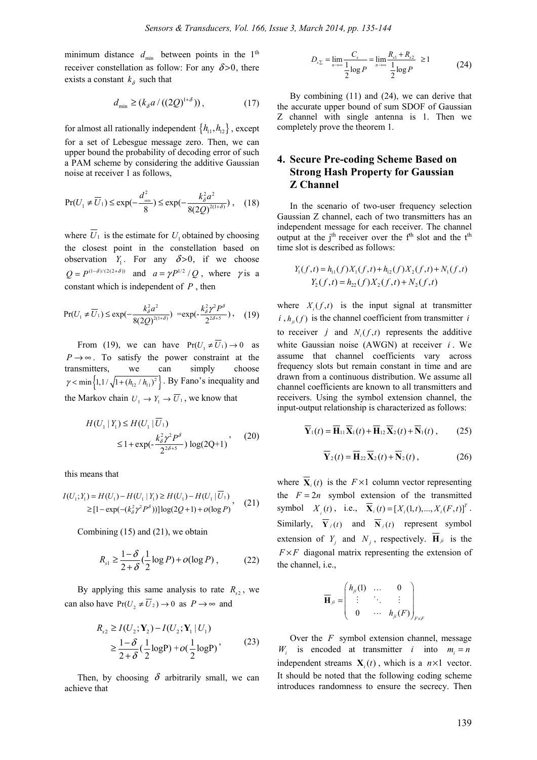minimum distance $d_{\min}$ between points in the 1[th] receiver constellation as follow: For any $\delta > 0$, there exists a constant $k_\delta$ such that

$$d_{\min} \geq (k_\delta a / ((2Q)^{1+\delta})), \quad (17)$$

for almost all rationally independent $\{h_{11}, h_{12}\}$, except for a set of Lebesgue message zero. Then, we can upper bound the probability of decoding error of such a PAM scheme by considering the additive Gaussian noise at receiver 1 as follows,

$$\Pr(U_1 \neq \overline{U}_1) \leq \exp(-\frac{d_{\min}^2}{8}) \leq \exp(-\frac{k_\delta^2 a^2}{8(2Q)^{2(1+\delta)}}), \quad (18)$$

where $\overline{U}_1$ is the estimate for $U_1$ obtained by choosing the closest point in the constellation based on observation $Y_1$. For any $\delta > 0$, if we choose $Q = P^{(1-\delta)/(2(2+\delta))}$ and $a = \gamma P^{1/2} / Q$, where $\gamma$ is a constant which is independent of $P$, then

$$\Pr(U_1 \neq \overline{U}_1) \leq \exp(-\frac{k_\delta^2 a^2}{8(2Q)^{2(1+\delta)}}) = \exp(-\frac{k_\delta^2 \gamma^2 P^\delta}{2^{2\delta+5}}), \quad (19)$$

From (19), we can have $\Pr(U_1 \neq \overline{U}_1) \to 0$ as $P \to \infty$. To satisfy the power constraint at the transmitters, we can simply choose $\gamma < \min\left\{1, 1/\sqrt{1+(h_{12}/h_{11})^2}\right\}$. By Fano's inequality and the Markov chain $U_1 \to Y_1 \to \overline{U}_1$, we know that

$$\begin{aligned} H(U_1 \mid Y_1) &\leq H(U_1 \mid \overline{U}_1) \\ &\leq 1 + \exp(-\frac{k_\delta^2 \gamma^2 P^\delta}{2^{2\delta+5}}) \log(2Q+1) \end{aligned}, \quad (20)$$

this means that

$$\begin{aligned} I(U_1; Y_1) &= H(U_1) - H(U_1 \mid Y_1) \geq H(U_1) - H(U_1 \mid \overline{U}_1) \\ &\geq [1 - \exp(-(k_\delta^2 \gamma^2 P^\delta))] \log(2Q+1) + o(\log P) \end{aligned}, \quad (21)$$

Combining (15) and (21), we obtain

$$R_{s1} \geq \frac{1-\delta}{2+\delta}(\frac{1}{2}\log P) + o(\log P), \quad (22)$$

By applying this same analysis to rate $R_{s2}$, we can also have $\Pr(U_2 \neq \overline{U}_2) \to 0$ as $P \to \infty$ and

$$\begin{aligned} R_{s2} &\geq I(U_2; \mathbf{Y}_2) - I(U_2; \mathbf{Y}_1 \mid U_1) \\ &\geq \frac{1-\delta}{2+\delta}(\frac{1}{2}\log \mathrm{P}) + o(\frac{1}{2}\log \mathrm{P}) \end{aligned}, \quad (23)$$

Then, by choosing $\delta$ arbitrarily small, we can achieve that

$$D_{s\Sigma} = \lim_{n \to \infty} \frac{C_s}{\frac{1}{2}\log P} = \lim_{n \to \infty} \frac{R_{s1} + R_{s2}}{\frac{1}{2}\log P} \geq 1 \quad (24)$$

By combining (11) and (24), we can derive that the accurate upper bound of sum SDOF of Gaussian Z channel with single antenna is 1. Then we completely prove the theorem 1.

## 4. Secure Pre-coding Scheme Based on Strong Hash Property for Gaussian Z Channel

In the scenario of two-user frequency selection Gaussian Z channel, each of two transmitters has an independent message for each receiver. The channel output at the j[th] receiver over the f[th] slot and the t[th] time slot is described as follows:

$$\begin{aligned} Y_1(f,t) &= h_{11}(f) X_1(f,t) + h_{12}(f) X_2(f,t) + N_1(f,t) \\ Y_2(f,t) &= h_{22}(f) X_2(f,t) + N_2(f,t) \end{aligned}$$

where $X_i(f,t)$ is the input signal at transmitter $i$, $h_{ji}(f)$ is the channel coefficient from transmitter $i$ to receiver $j$ and $N_i(f,t)$ represents the additive white Gaussian noise (AWGN) at receiver $i$. We assume that channel coefficients vary across frequency slots but remain constant in time and are drawn from a continuous distribution. We assume all channel coefficients are known to all transmitters and receivers. Using the symbol extension channel, the input-output relationship is characterized as follows:

$$\overline{\mathbf{Y}}_1(t) = \overline{\mathbf{H}}_{11} \overline{\mathbf{X}}_1(t) + \overline{\mathbf{H}}_{12} \overline{\mathbf{X}}_2(t) + \overline{\mathbf{N}}_1(t), \quad (25)$$

$$\overline{\mathbf{Y}}_2(t) = \overline{\mathbf{H}}_{22} \overline{\mathbf{X}}_2(t) + \overline{\mathbf{N}}_2(t), \quad (26)$$

where $\overline{\mathbf{X}}_i(t)$ is the $F \times 1$ column vector representing the $F = 2n$ symbol extension of the transmitted symbol $X_i(t)$, i.e., $\overline{\mathbf{X}}_i(t) = [X_i(1,t), \ldots, X_i(F,t)]^T$. Similarly, $\overline{\mathbf{Y}}_j(t)$ and $\overline{\mathbf{N}}_j(t)$ represent symbol extension of $Y_j$ and $N_j$, respectively. $\overline{\mathbf{H}}_{ji}$ is the $F \times F$ diagonal matrix representing the extension of the channel, i.e.,

$$\overline{\mathbf{H}}_{ji} = \begin{pmatrix} h_{ji}(1) & \cdots & 0 \\ \vdots & \ddots & \vdots \\ 0 & \cdots & h_{ji}(F) \end{pmatrix}_{F \times F}$$

Over the $F$ symbol extension channel, message $W_i$ is encoded at transmitter $i$ into $m_i = n$ independent streams $\mathbf{X}_i(t)$, which is a $n \times 1$ vector. It should be noted that the following coding scheme introduces randomness to ensure the secrecy. Then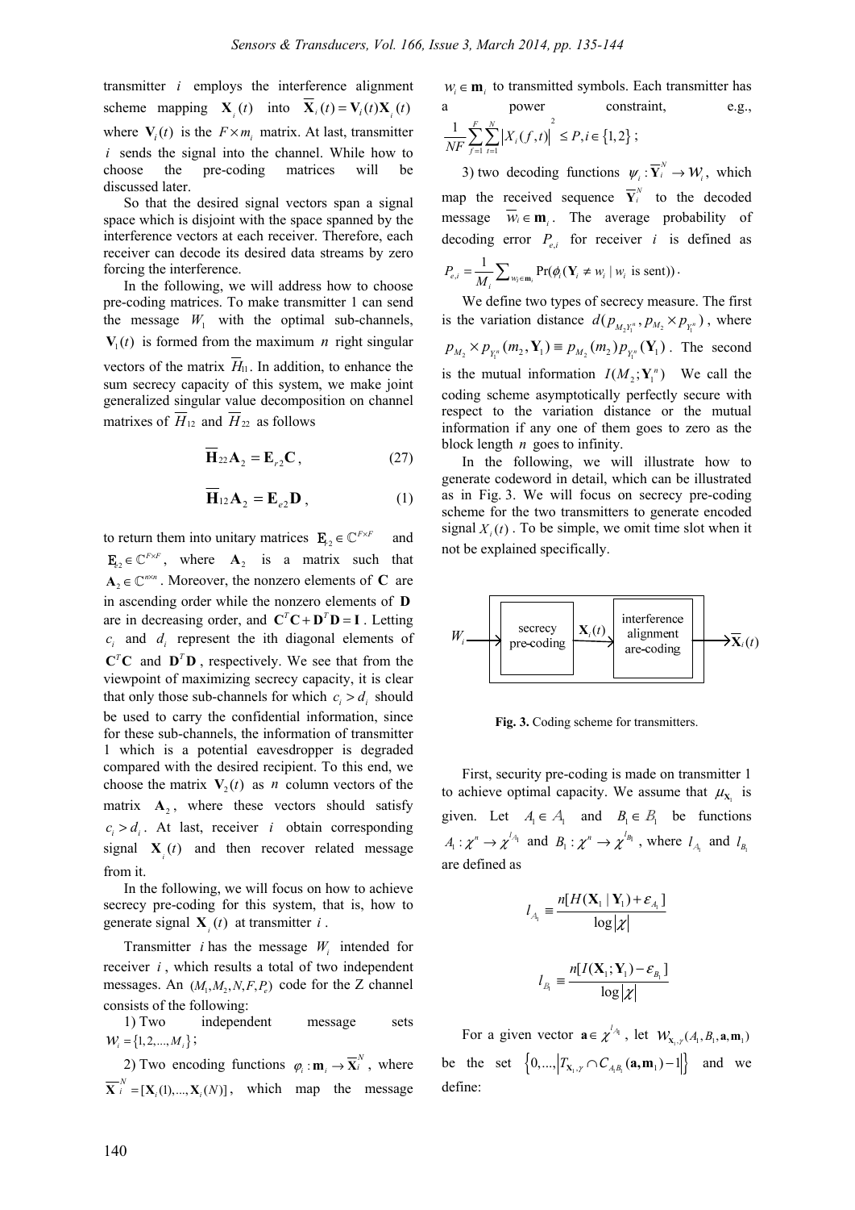transmitter $i$ employs the interference alignment scheme mapping $\mathbf{X}_i(t)$ into $\overline{\mathbf{X}}_i(t) = \mathbf{V}_i(t)\mathbf{X}_i(t)$ where $\mathbf{V}_i(t)$ is the $F \times m_i$ matrix. At last, transmitter $i$ sends the signal into the channel. While how to choose the pre-coding matrices will be discussed later.

So that the desired signal vectors span a signal space which is disjoint with the space spanned by the interference vectors at each receiver. Therefore, each receiver can decode its desired data streams by zero forcing the interference.

In the following, we will address how to choose pre-coding matrices. To make transmitter 1 can send the message $W_1$ with the optimal sub-channels, $\mathbf{V}_1(t)$ is formed from the maximum $n$ right singular vectors of the matrix $\overline{H}_{11}$. In addition, to enhance the sum secrecy capacity of this system, we make joint generalized singular value decomposition on channel matrixes of $\overline{H}_{12}$ and $\overline{H}_{22}$ as follows

$$\overline{\mathbf{H}}_{22}\mathbf{A}_2 = \mathbf{E}_{r2}\mathbf{C}, \tag{27}$$

$$\overline{\mathbf{H}}_{12}\mathbf{A}_2 = \mathbf{E}_{e2}\mathbf{D}, \tag{1}$$

to return them into unitary matrices $\mathbf{E}_{r2} \in \mathbb{C}^{F \times F}$ and $\mathbf{E}_{e2} \in \mathbb{C}^{F \times F}$, where $\mathbf{A}_2$ is a matrix such that $\mathbf{A}_2 \in \mathbb{C}^{n \times n}$. Moreover, the nonzero elements of $\mathbf{C}$ are in ascending order while the nonzero elements of $\mathbf{D}$ are in decreasing order, and $\mathbf{C}^T\mathbf{C} + \mathbf{D}^T\mathbf{D} = \mathbf{I}$. Letting $c_i$ and $d_i$ represent the ith diagonal elements of $\mathbf{C}^T\mathbf{C}$ and $\mathbf{D}^T\mathbf{D}$, respectively. We see that from the viewpoint of maximizing secrecy capacity, it is clear that only those sub-channels for which $c_i > d_i$ should be used to carry the confidential information, since for these sub-channels, the information of transmitter 1 which is a potential eavesdropper is degraded compared with the desired recipient. To this end, we choose the matrix $\mathbf{V}_2(t)$ as $n$ column vectors of the matrix $\mathbf{A}_2$, where these vectors should satisfy $c_i > d_i$. At last, receiver $i$ obtain corresponding signal $\mathbf{X}_i(t)$ and then recover related message from it.

In the following, we will focus on how to achieve secrecy pre-coding for this system, that is, how to generate signal $\mathbf{X}_i(t)$ at transmitter $i$.

Transmitter $i$ has the message $W_i$ intended for receiver $i$, which results a total of two independent messages. An $(M_1, M_2, N, F, P_e)$ code for the Z channel consists of the following:

1) Two independent message sets $\mathcal{W}_i = \{1, 2, ..., M_i\}$;

2) Two encoding functions $\varphi_i : \mathbf{m}_i \to \overline{\mathbf{X}}_i^N$, where $\overline{\mathbf{X}}_i^N = [\mathbf{X}_i(1), ..., \mathbf{X}_i(N)]$, which map the message $w_i \in \mathbf{m}_i$ to transmitted symbols. Each transmitter has a power constraint, e.g., $\frac{1}{NF}\sum_{f=1}^{F}\sum_{t=1}^{N}\left|X_i(f,t)\right|^2 \le P, i \in \{1, 2\}$;

3) two decoding functions $\psi_i : \overline{\mathbf{Y}}_i^N \to \mathcal{W}_i$, which map the received sequence $\overline{\mathbf{Y}}_i^N$ to the decoded message $w_i \in \mathbf{m}_i$. The average probability of decoding error $P_{e,i}$ for receiver $i$ is defined as $P_{e,i} = \frac{1}{M_i}\sum_{w_i \in \mathbf{m}_i} \Pr(\phi_i(\mathbf{Y}_i \ne w_i \mid w_i \text{ is sent}))$.

We define two types of secrecy measure. The first is the variation distance $d(p_{M_2 Y_1^n}, p_{M_2} \times p_{Y_1^n})$, where $p_{M_2} \times p_{Y_1^n}(m_2, \mathbf{Y}_1) \equiv p_{M_2}(m_2)p_{Y_1^n}(\mathbf{Y}_1)$. The second is the mutual information $I(M_2; \mathbf{Y}_1^n)$ We call the coding scheme asymptotically perfectly secure with respect to the variation distance or the mutual information if any one of them goes to zero as the block length $n$ goes to infinity.

In the following, we will illustrate how to generate codeword in detail, which can be illustrated as in Fig. 3. We will focus on secrecy pre-coding scheme for the two transmitters to generate encoded signal $X_i(t)$. To be simple, we omit time slot when it not be explained specifically.

$W_i \rightarrow$ [secrecy pre-coding] $\xrightarrow{\mathbf{X}_i(t)}$ [interference alignment are-coding] $\rightarrow \overline{\mathbf{X}}_i(t)$

**Fig. 3.** Coding scheme for transmitters.

First, security pre-coding is made on transmitter 1 to achieve optimal capacity. We assume that $\mu_{\mathbf{X}_1}$ is given. Let $A_1 \in \mathcal{A}_1$ and $B_1 \in \mathcal{B}_1$ be functions $A_1 : \chi^n \to \chi^{l_{A_1}}$ and $B_1 : \chi^n \to \chi^{l_{B_1}}$, where $l_{A_1}$ and $l_{B_1}$ are defined as

$$l_{A_1} \equiv \frac{n[H(\mathbf{X}_1 \mid \mathbf{Y}_1) + \varepsilon_{A_1}]}{\log|\chi|}$$

$$l_{B_1} \equiv \frac{n[I(\mathbf{X}_1; \mathbf{Y}_1) - \varepsilon_{B_1}]}{\log|\chi|}$$

For a given vector $\mathbf{a} \in \chi^{l_{A_1}}$, let $\mathcal{W}_{\mathbf{X}_1,\gamma}(A_1, B_1, \mathbf{a}, \mathbf{m}_1)$ be the set $\left\{0, ..., \left|T_{\mathbf{X}_1,\gamma} \cap C_{A_1 B_1}(\mathbf{a}, \mathbf{m}_1) - 1\right|\right\}$ and we define: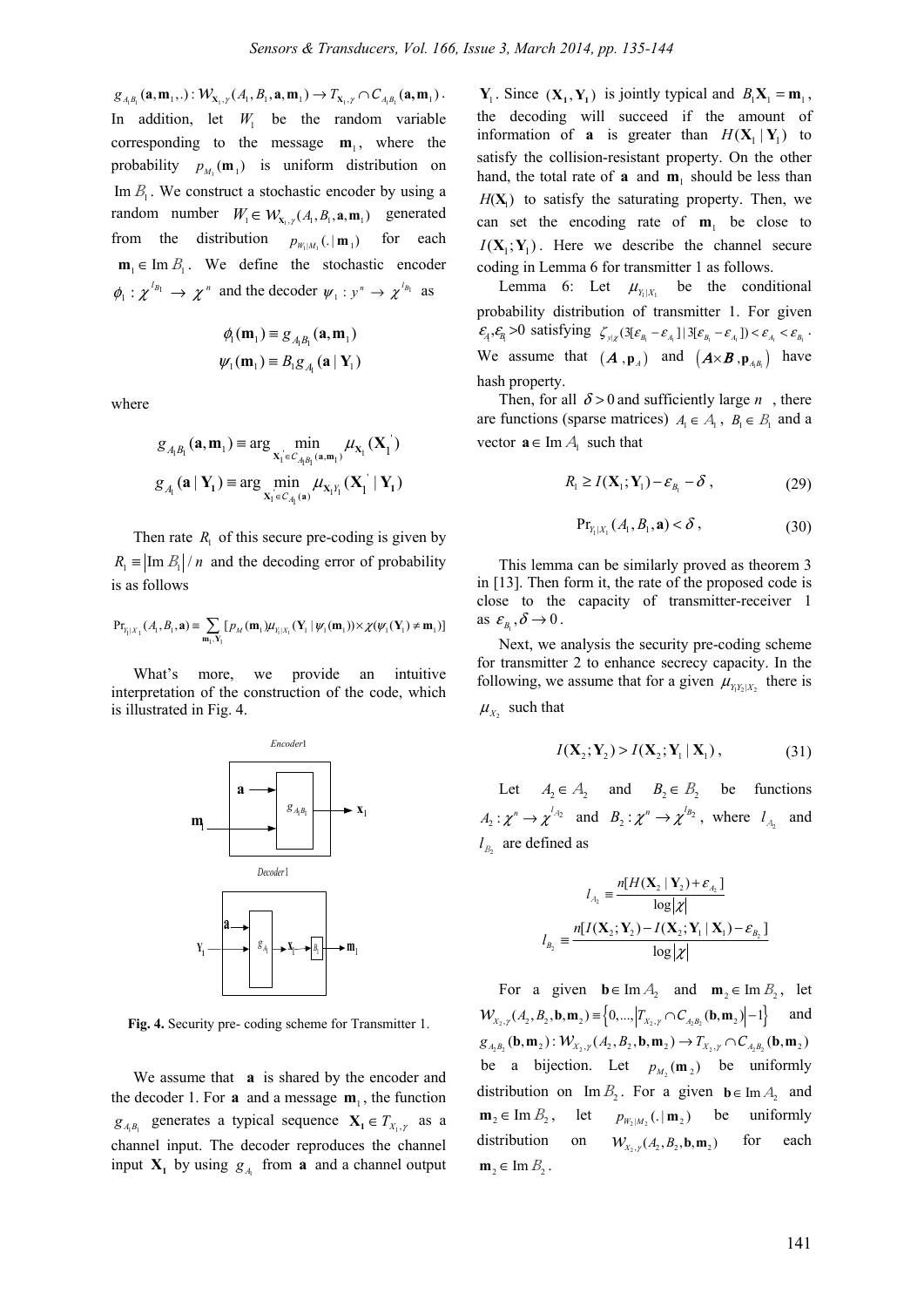$g_{A_1B_1}(\mathbf{a},\mathbf{m}_1,.) : \mathcal{W}_{\mathbf{X}_1,\gamma}(A_1,B_1,\mathbf{a},\mathbf{m}_1) \to T_{\mathbf{X}_1,\gamma} \cap C_{A_1B_1}(\mathbf{a},\mathbf{m}_1)$. In addition, let $W_1$ be the random variable corresponding to the message $\mathbf{m}_1$, where the probability $p_{M_1}(\mathbf{m}_1)$ is uniform distribution on $\operatorname{Im} B_1$. We construct a stochastic encoder by using a random number $W_1 \in \mathcal{W}_{\mathbf{X}_1,\gamma}(A_1,B_1,\mathbf{a},\mathbf{m}_1)$ generated from the distribution $p_{W_1|M_1}(.|\mathbf{m}_1)$ for each $\mathbf{m}_1 \in \operatorname{Im} B_1$. We define the stochastic encoder $\phi_1 : \chi^{l_{B_1}} \to \chi^n$ and the decoder $\psi_1 : y^n \to \chi^{l_{B_1}}$ as

$$\phi_1(\mathbf{m}_1) \equiv g_{A_1B_1}(\mathbf{a},\mathbf{m}_1)$$

$$\psi_1(\mathbf{m}_1) \equiv B_1 g_{A_1}(\mathbf{a} \mid \mathbf{Y}_1)$$

where

$$g_{A_1B_1}(\mathbf{a},\mathbf{m}_1) \equiv \arg \min_{\mathbf{X}_1' \in C_{A_1B_1}(\mathbf{a},\mathbf{m}_1)} \mu_{\mathbf{X}_1}(\mathbf{X}_1')$$

$$g_{A_1}(\mathbf{a} \mid \mathbf{Y}_1) \equiv \arg \min_{\mathbf{X}_1' \in C_{A_1}(\mathbf{a})} \mu_{\mathbf{X}_1\mathbf{Y}_1}(\mathbf{X}_1' \mid \mathbf{Y}_1)$$

Then rate $R_1$ of this secure pre-coding is given by $R_1 \equiv |\operatorname{Im} B_1| / n$ and the decoding error of probability is as follows

$$\Pr_{Y_1|X_1}(A_1,B_1,\mathbf{a}) \equiv \sum_{\mathbf{m}_1,\mathbf{Y}_1} [p_M(\mathbf{m}_1)\mu_{Y_1|X_1}(\mathbf{Y}_1 \mid \psi_1(\mathbf{m}_1)) \times \chi(\psi_1(\mathbf{Y}_1) \neq \mathbf{m}_1)]$$

What's more, we provide an intuitive interpretation of the construction of the code, which is illustrated in Fig. 4.

**Fig. 4.** Security pre- coding scheme for Transmitter 1.

We assume that $\mathbf{a}$ is shared by the encoder and the decoder 1. For $\mathbf{a}$ and a message $\mathbf{m}_1$, the function $g_{A_1B_1}$ generates a typical sequence $\mathbf{X}_1 \in T_{X_1,\gamma}$ as a channel input. The decoder reproduces the channel input $\mathbf{X}_1$ by using $g_{A_1}$ from $\mathbf{a}$ and a channel output $\mathbf{Y}_1$. Since $(\mathbf{X}_1,\mathbf{Y}_1)$ is jointly typical and $B_1\mathbf{X}_1 = \mathbf{m}_1$, the decoding will succeed if the amount of information of $\mathbf{a}$ is greater than $H(\mathbf{X}_1 \mid \mathbf{Y}_1)$ to satisfy the collision-resistant property. On the other hand, the total rate of $\mathbf{a}$ and $\mathbf{m}_1$ should be less than $H(\mathbf{X}_1)$ to satisfy the saturating property. Then, we can set the encoding rate of $\mathbf{m}_1$ be close to $I(\mathbf{X}_1;\mathbf{Y}_1)$. Here we describe the channel secure coding in Lemma 6 for transmitter 1 as follows.

Lemma 6: Let $\mu_{Y_1|X_1}$ be the conditional probability distribution of transmitter 1. For given $\varepsilon_A,\varepsilon_B > 0$ satisfying $\zeta_{y|\chi}(3[\varepsilon_{B_1} - \varepsilon_{A_1}] \mid 3[\varepsilon_{B_1} - \varepsilon_{A_1}]) < \varepsilon_{A_1} < \varepsilon_{B_1}$. We assume that $(\mathcal{A},\mathbf{p}_A)$ and $(\mathcal{A}\times\mathcal{B},\mathbf{p}_{A_1B_1})$ have hash property.

Then, for all $\delta > 0$ and sufficiently large $n$, there are functions (sparse matrices) $A_1 \in \mathcal{A}_1$, $B_1 \in \mathcal{B}_1$ and a vector $\mathbf{a} \in \operatorname{Im} \mathcal{A}_1$ such that

$$R_1 \geq I(\mathbf{X}_1;\mathbf{Y}_1) - \varepsilon_{B_1} - \delta, \tag{29}$$

$$\Pr_{Y_1|X_1}(A_1,B_1,\mathbf{a}) < \delta, \tag{30}$$

This lemma can be similarly proved as theorem 3 in [13]. Then form it, the rate of the proposed code is close to the capacity of transmitter-receiver 1 as $\varepsilon_{B_1},\delta \to 0$.

Next, we analysis the security pre-coding scheme for transmitter 2 to enhance secrecy capacity. In the following, we assume that for a given $\mu_{Y_1Y_2|X_2}$ there is $\mu_{X_2}$ such that

$$I(\mathbf{X}_2;\mathbf{Y}_2) > I(\mathbf{X}_2;\mathbf{Y}_1 \mid \mathbf{X}_1), \tag{31}$$

Let $A_2 \in \mathcal{A}_2$ and $B_2 \in \mathcal{B}_2$ be functions $A_2 : \chi^n \to \chi^{l_{A_2}}$ and $B_2 : \chi^n \to \chi^{l_{B_2}}$, where $l_{A_2}$ and $l_{B_2}$ are defined as

$$l_{A_2} \equiv \frac{n[H(\mathbf{X}_2 \mid \mathbf{Y}_2) + \varepsilon_{A_2}]}{\log|\chi|}$$

$$l_{B_2} \equiv \frac{n[I(\mathbf{X}_2;\mathbf{Y}_2) - I(\mathbf{X}_2;\mathbf{Y}_1 \mid \mathbf{X}_1) - \varepsilon_{B_2}]}{\log|\chi|}$$

For a given $\mathbf{b} \in \operatorname{Im} \mathcal{A}_2$ and $\mathbf{m}_2 \in \operatorname{Im} \mathcal{B}_2$, let $\mathcal{W}_{X_2,\gamma}(A_2,B_2,\mathbf{b},\mathbf{m}_2) \equiv \left\{0,\ldots,\left|T_{X_2,\gamma} \cap C_{A_2B_2}(\mathbf{b},\mathbf{m}_2)\right|-1\right\}$ and $g_{A_2B_2}(\mathbf{b},\mathbf{m}_2) : \mathcal{W}_{X_2,\gamma}(A_2,B_2,\mathbf{b},\mathbf{m}_2) \to T_{X_2,\gamma} \cap C_{A_2B_2}(\mathbf{b},\mathbf{m}_2)$ be a bijection. Let $p_{M_2}(\mathbf{m}_2)$ be uniformly distribution on $\operatorname{Im} B_2$. For a given $\mathbf{b} \in \operatorname{Im} \mathcal{A}_2$ and $\mathbf{m}_2 \in \operatorname{Im} \mathcal{B}_2$, let $p_{W_2|M_2}(.|\mathbf{m}_2)$ be uniformly distribution on $\mathcal{W}_{X_2,\gamma}(A_2,B_2,\mathbf{b},\mathbf{m}_2)$ for each $\mathbf{m}_2 \in \operatorname{Im} \mathcal{B}_2$.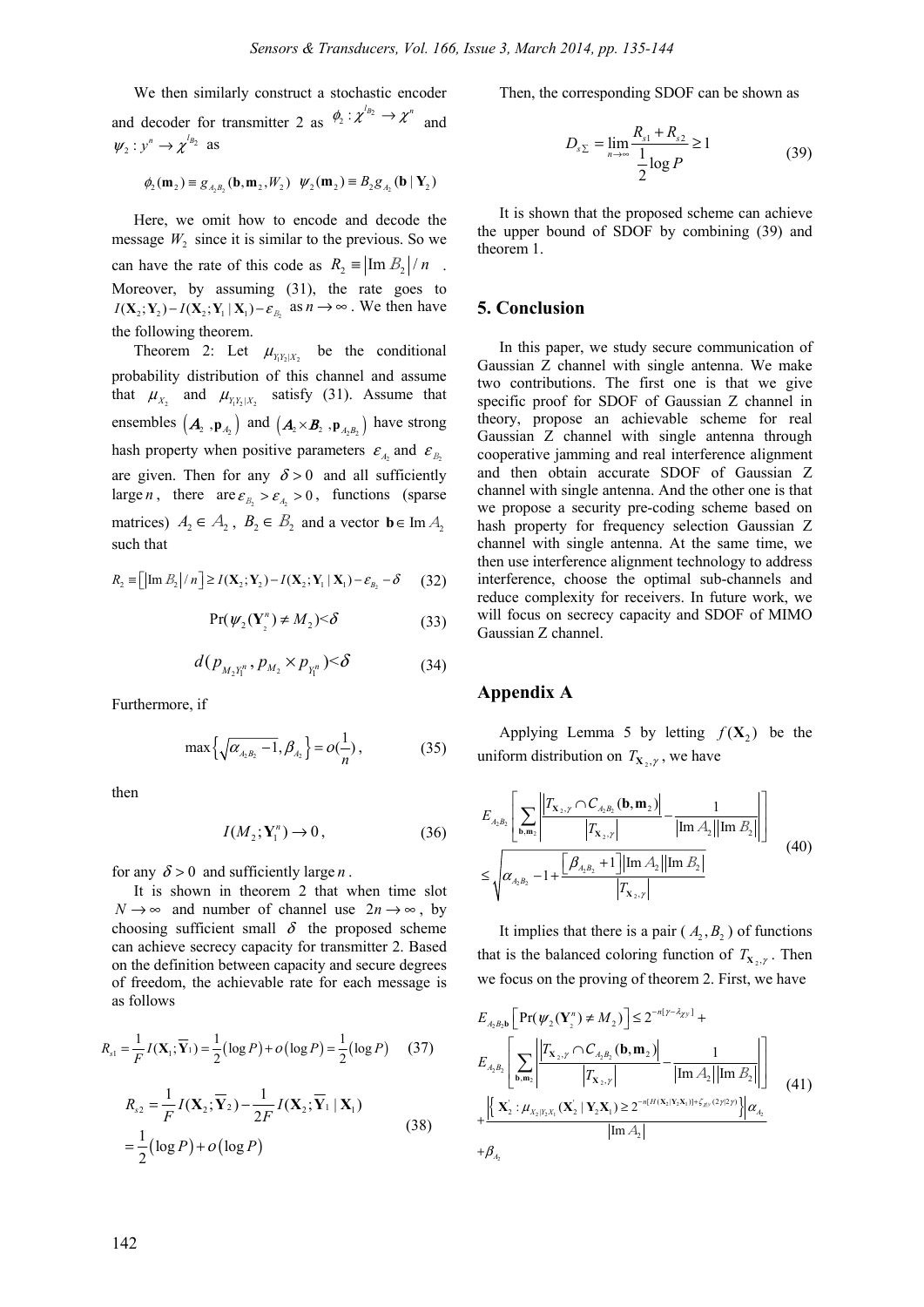We then similarly construct a stochastic encoder and decoder for transmitter 2 as $\phi_2 : \chi^{l_{B_2}} \to \chi^n$ and $\psi_2 : y^n \to \chi^{l_{B_2}}$ as

$$\phi_2(\mathbf{m}_2) \equiv g_{A_2B_2}(\mathbf{b}, \mathbf{m}_2, W_2) \quad \psi_2(\mathbf{m}_2) \equiv B_2 g_{A_2}(\mathbf{b} \mid \mathbf{Y}_2)$$

Here, we omit how to encode and decode the message $W_2$ since it is similar to the previous. So we can have the rate of this code as $R_2 \equiv \left|\operatorname{Im} \mathcal{B}_2\right| / n$. Moreover, by assuming (31), the rate goes to $I(\mathbf{X}_2;\mathbf{Y}_2) - I(\mathbf{X}_2;\mathbf{Y}_1 \mid \mathbf{X}_1) - \varepsilon_{B_2}$ as $n \to \infty$. We then have the following theorem.

Theorem 2: Let $\mu_{Y_1Y_2|X_2}$ be the conditional probability distribution of this channel and assume that $\mu_{X_2}$ and $\mu_{Y_1Y_2|X_2}$ satisfy (31). Assume that ensembles $\left(\mathcal{A}_2, \mathbf{p}_{A_2}\right)$ and $\left(\mathcal{A}_2 \times \mathcal{B}_2, \mathbf{p}_{A_2B_2}\right)$ have strong hash property when positive parameters $\varepsilon_{A_2}$ and $\varepsilon_{B_2}$ are given. Then for any $\delta > 0$ and all sufficiently large $n$, there are $\varepsilon_{B_2} > \varepsilon_{A_2} > 0$, functions (sparse matrices) $A_2 \in \mathcal{A}_2$, $B_2 \in \mathcal{B}_2$ and a vector $\mathbf{b} \in \operatorname{Im} \mathcal{A}_2$ such that

$$R_2 \equiv \left[\left|\operatorname{Im} B_2\right| / n\right] \geq I(\mathbf{X}_2;\mathbf{Y}_2) - I(\mathbf{X}_2;\mathbf{Y}_1 \mid \mathbf{X}_1) - \varepsilon_{B_2} - \delta \tag{32}$$

$$\Pr(\psi_2(\mathbf{Y}_2^n) \neq M_2) < \delta \tag{33}$$

$$d(p_{M_2Y_1^n}, p_{M_2} \times p_{Y_1^n}) < \delta \tag{34}$$

Furthermore, if

$$\max\left\{\sqrt{\alpha_{A_2B_2} - 1}, \beta_{A_2}\right\} = o\left(\frac{1}{n}\right), \tag{35}$$

then

$$I(M_2;\mathbf{Y}_1^n) \to 0, \tag{36}$$

for any $\delta > 0$ and sufficiently large $n$.

It is shown in theorem 2 that when time slot $N \to \infty$ and number of channel use $2n \to \infty$, by choosing sufficient small $\delta$ the proposed scheme can achieve secrecy capacity for transmitter 2. Based on the definition between capacity and secure degrees of freedom, the achievable rate for each message is as follows

$$R_{s1} = \frac{1}{F} I(\mathbf{X}_1;\overline{\mathbf{Y}}_1) = \frac{1}{2}\left(\log P\right) + o\left(\log P\right) = \frac{1}{2}\left(\log P\right) \tag{37}$$

$$\begin{aligned} R_{s2} &= \frac{1}{F} I(\mathbf{X}_2;\overline{\mathbf{Y}}_2) - \frac{1}{2F} I(\mathbf{X}_2;\overline{\mathbf{Y}}_1 \mid \mathbf{X}_1) \\ &= \frac{1}{2}\left(\log P\right) + o\left(\log P\right) \end{aligned} \tag{38}$$

Then, the corresponding SDOF can be shown as

$$D_{s\Sigma} = \lim_{n\to\infty} \frac{R_{s1} + R_{s2}}{\frac{1}{2}\log P} \geq 1 \tag{39}$$

It is shown that the proposed scheme can achieve the upper bound of SDOF by combining (39) and theorem 1.

## 5. Conclusion

In this paper, we study secure communication of Gaussian Z channel with single antenna. We make two contributions. The first one is that we give specific proof for SDOF of Gaussian Z channel in theory, propose an achievable scheme for real Gaussian Z channel with single antenna through cooperative jamming and real interference alignment and then obtain accurate SDOF of Gaussian Z channel with single antenna. And the other one is that we propose a security pre-coding scheme based on hash property for frequency selection Gaussian Z channel with single antenna. At the same time, we then use interference alignment technology to address interference, choose the optimal sub-channels and reduce complexity for receivers. In future work, we will focus on secrecy capacity and SDOF of MIMO Gaussian Z channel.

## Appendix A

Applying Lemma 5 by letting $f(\mathbf{X}_2)$ be the uniform distribution on $T_{\mathbf{X}_2,\gamma}$, we have

$$\begin{aligned} &E_{A_2B_2}\left[\sum_{\mathbf{b},\mathbf{m}_2}\left|\frac{\left|T_{\mathbf{X}_2,\gamma} \cap C_{A_2B_2}(\mathbf{b},\mathbf{m}_2)\right|}{\left|T_{\mathbf{X}_2,\gamma}\right|} - \frac{1}{\left|\operatorname{Im} \mathcal{A}_2\right|\left|\operatorname{Im} \mathcal{B}_2\right|}\right|\right] \\ &\leq \sqrt{\alpha_{A_2B_2} - 1 + \frac{\left[\beta_{A_2B_2} + 1\right]\left|\operatorname{Im} \mathcal{A}_2\right|\left|\operatorname{Im} \mathcal{B}_2\right|}{\left|T_{\mathbf{X}_2,\gamma}\right|}} \end{aligned} \tag{40}$$

It implies that there is a pair ($A_2, B_2$) of functions that is the balanced coloring function of $T_{\mathbf{X}_2,\gamma}$. Then we focus on the proving of theorem 2. First, we have

$$\begin{aligned} &E_{A_2B_2\mathbf{b}}\left[\Pr(\psi_2(\mathbf{Y}_2^n) \neq M_2)\right] \leq 2^{-n[\gamma - \lambda_{\chi y}]} + \\ &E_{A_2B_2}\left[\sum_{\mathbf{b},\mathbf{m}_2}\left|\frac{\left|T_{\mathbf{X}_2,\gamma} \cap C_{A_2B_2}(\mathbf{b},\mathbf{m}_2)\right|}{\left|T_{\mathbf{X}_2,\gamma}\right|} - \frac{1}{\left|\operatorname{Im} \mathcal{A}_2\right|\left|\operatorname{Im} \mathcal{B}_2\right|}\right|\right] \\ &+ \frac{\left|\left\{\mathbf{X}_2' : \mu_{X_2|Y_2X_1}(\mathbf{X}_2' \mid \mathbf{Y}_2\mathbf{X}_1) \geq 2^{-n[H(\mathbf{X}_2|\mathbf{Y}_2\mathbf{X}_1)] + \zeta_{\mathcal{Y}\mathcal{U}}(2\gamma|2\gamma)}\right\}\right| \alpha_{A_2}}{\left|\operatorname{Im} \mathcal{A}_2\right|} \\ &+ \beta_{A_2} \end{aligned} \tag{41}$$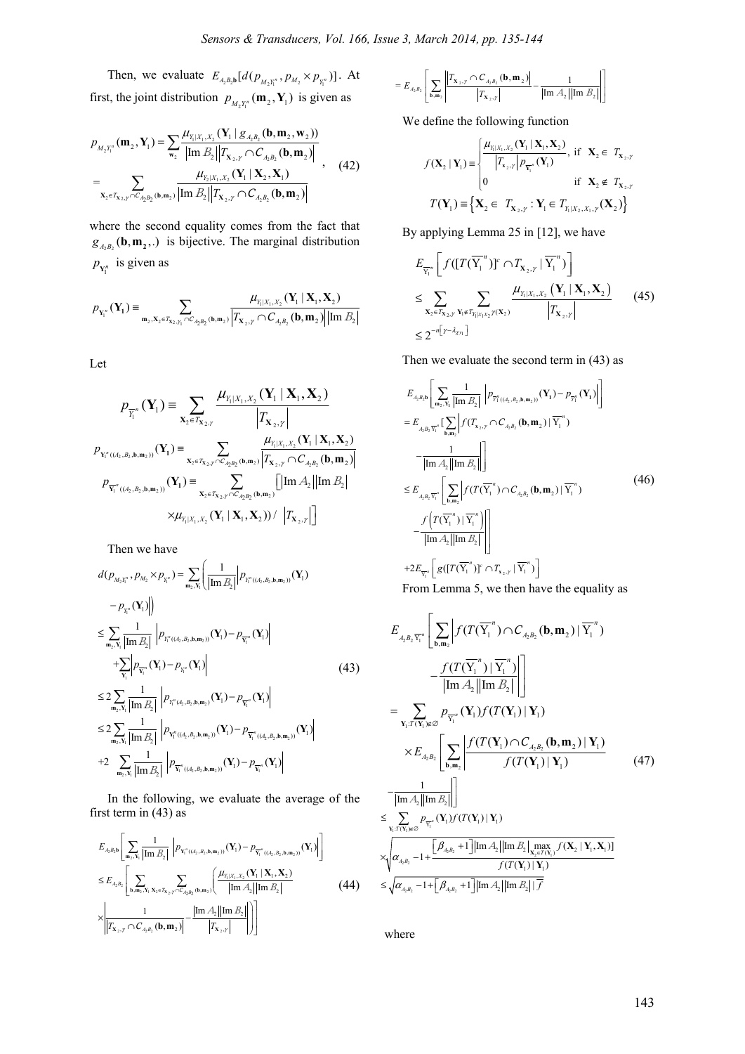Then, we evaluate $E_{A_2B_2\mathbf{b}}[d(p_{M_2Y_1^n}, p_{M_2} \times p_{Y_1^n})]$. At first, the joint distribution $p_{M_2Y_1^n}(\mathbf{m}_2, \mathbf{Y}_1)$ is given as

$$
\begin{aligned}
p_{M_2Y_1^n}(\mathbf{m}_2, \mathbf{Y}_1) &= \sum_{\mathbf{w}_2} \frac{\mu_{Y_1|X_1,X_2}(\mathbf{Y}_1 \mid g_{A_2B_2}(\mathbf{b}, \mathbf{m}_2, \mathbf{w}_2))}{|\mathrm{Im}\, B_2| \left|T_{\mathbf{X}_2,\gamma} \cap C_{A_2B_2}(\mathbf{b}, \mathbf{m}_2)\right|} \\
&= \sum_{\mathbf{X}_2 \in T_{\mathbf{X}_2,\gamma} \cap C_{A_2B_2}(\mathbf{b},\mathbf{m}_2)} \frac{\mu_{Y_2|X_1,X_2}(\mathbf{Y}_1 \mid \mathbf{X}_2, \mathbf{X}_1)}{|\mathrm{Im}\, B_2| \left|T_{\mathbf{X}_2,\gamma} \cap C_{A_2B_2}(\mathbf{b}, \mathbf{m}_2)\right|}
\end{aligned}
, \quad (42)
$$

where the second equality comes from the fact that $g_{A_2B_2}(\mathbf{b}, \mathbf{m}_2, .)$ is bijective. The marginal distribution $p_{\mathbf{Y}_1^n}$ is given as

$$
p_{Y_1^n}(\mathbf{Y}_1) \equiv \sum_{\mathbf{m}_2, \mathbf{X}_2 \in T_{\mathbf{X}_2,\gamma_1} \cap C_{A_2B_2}(\mathbf{b},\mathbf{m}_2)} \frac{\mu_{Y_1|X_1,X_2}(\mathbf{Y}_1 \mid \mathbf{X}_1, \mathbf{X}_2)}{\left|T_{\mathbf{X}_2,\gamma} \cap C_{A_2B_2}(\mathbf{b}, \mathbf{m}_2)\right| |\mathrm{Im}\, B_2|}
$$

Let

$$
p_{\overline{Y_1^n}}(\mathbf{Y}_1) \equiv \sum_{\mathbf{X}_2 \in T_{\mathbf{X}_2,\gamma}} \frac{\mu_{Y_1|X_1,X_2}(\mathbf{Y}_1 \mid \mathbf{X}_1, \mathbf{X}_2)}{\left|T_{\mathbf{X}_2,\gamma}\right|}
$$

$$
p_{\mathbf{Y}_1^n((A_2,B_2,\mathbf{b},\mathbf{m}_2))}(\mathbf{Y}_1) \equiv \sum_{\mathbf{X}_2 \in T_{\mathbf{X}_2,\gamma} \cap C_{A_2B_2}(\mathbf{b},\mathbf{m}_2)} \frac{\mu_{Y_1|X_1,X_2}(\mathbf{Y}_1 \mid \mathbf{X}_1, \mathbf{X}_2)}{\left|T_{\mathbf{X}_2,\gamma} \cap C_{A_2B_2}(\mathbf{b}, \mathbf{m}_2)\right|}
$$

$$
p_{\overline{Y_1^n}((A_2,B_2,\mathbf{b},\mathbf{m}_2))}(\mathbf{Y}_1) \equiv \sum_{\mathbf{X}_2 \in T_{\mathbf{X}_2,\gamma} \cap C_{A_2B_2}(\mathbf{b},\mathbf{m}_2)} \Big[ |\mathrm{Im}\, A_2| |\mathrm{Im}\, B_2| \times \mu_{Y_1|X_1,X_2}(\mathbf{Y}_1 \mid \mathbf{X}_1, \mathbf{X}_2)) / \left|T_{\mathbf{X}_2,\gamma}\right| \Big]
$$

Then we have

$$
\begin{aligned}
d(p_{M_2Y_1^n}, p_{M_2} \times p_{Y_1^n}) &= \sum_{\mathbf{m}_2,\mathbf{Y}_1} \left( \frac{1}{|\mathrm{Im}\, B_2|} \left| p_{Y_1^n((A_2,B_2,\mathbf{b},\mathbf{m}_2))}(\mathbf{Y}_1) - p_{Y_1^n}(\mathbf{Y}_1) \right| \right) \\
&\le \sum_{\mathbf{m}_2,\mathbf{Y}_1} \frac{1}{|\mathrm{Im}\, B_2|} \left| p_{Y_1^n((A_2,B_2,\mathbf{b},\mathbf{m}_2))}(\mathbf{Y}_1) - p_{\overline{Y_1^n}}(\mathbf{Y}_1) \right| \\
&\quad + \sum_{\mathbf{Y}_1} \left| p_{\overline{Y_1^n}}(\mathbf{Y}_1) - p_{Y_1^n}(\mathbf{Y}_1) \right| \\
&\le 2 \sum_{\mathbf{m}_2,\mathbf{Y}_1} \frac{1}{|\mathrm{Im}\, B_2|} \left| p_{Y_1^n(A_2,B_2,\mathbf{b},\mathbf{m}_2)}(\mathbf{Y}_1) - p_{\overline{Y_1^n}}(\mathbf{Y}_1) \right| \\
&\le 2 \sum_{\mathbf{m}_2,\mathbf{Y}_1} \frac{1}{|\mathrm{Im}\, B_2|} \left| p_{\mathbf{Y}_1^n((A_2,B_2,\mathbf{b},\mathbf{m}_2))}(\mathbf{Y}_1) - p_{\overline{Y_1^n}((A_2,B_2,\mathbf{b},\mathbf{m}_2))}(\mathbf{Y}_1) \right| \\
&\quad + 2 \sum_{\mathbf{m}_2,\mathbf{Y}_1} \frac{1}{|\mathrm{Im}\, B_2|} \left| p_{\overline{Y_1^n}((A_2,B_2,\mathbf{b},\mathbf{m}_2))}(\mathbf{Y}_1) - p_{\overline{Y_1^n}}(\mathbf{Y}_1) \right|
\end{aligned}
\quad (43)
$$

In the following, we evaluate the average of the first term in (43) as

$$
\begin{aligned}
&E_{A_2B_2\mathbf{b}} \left[ \sum_{\mathbf{m}_2,\mathbf{Y}_1} \frac{1}{|\mathrm{Im}\, B_2|} \left| p_{\mathbf{Y}_1^n((A_2,B_2,\mathbf{b},\mathbf{m}_2))}(\mathbf{Y}_1) - p_{\overline{Y_1^n}((A_2,B_2,\mathbf{b},\mathbf{m}_2))}(\mathbf{Y}_1) \right| \right] \\
&\le E_{A_2B_2} \left[ \sum_{\mathbf{b},\mathbf{m}_2,\mathbf{Y}_1} \sum_{\mathbf{X}_2 \in T_{\mathbf{X}_2,\gamma} \cap C_{A_2B_2}(\mathbf{b},\mathbf{m}_2)} \left( \frac{\mu_{Y_1|X_1,X_2}(\mathbf{Y}_1 \mid \mathbf{X}_1, \mathbf{X}_2)}{|\mathrm{Im}\, A_2| |\mathrm{Im}\, B_2|} \right. \right. \\
&\quad \left. \left. \times \left| \frac{1}{\left|T_{\mathbf{X}_2,\gamma} \cap C_{A_2B_2}(\mathbf{b}, \mathbf{m}_2)\right|} - \frac{|\mathrm{Im}\, A_2| |\mathrm{Im}\, B_2|}{\left|T_{\mathbf{X}_2,\gamma}\right|} \right| \right) \right] \\
&= E_{A_2B_2} \left[ \sum_{\mathbf{b},\mathbf{m}_2} \left| \frac{\left|T_{\mathbf{X}_2,\gamma} \cap C_{A_2B_2}(\mathbf{b}, \mathbf{m}_2)\right|}{\left|T_{\mathbf{X}_2,\gamma}\right|} - \frac{1}{|\mathrm{Im}\, A_2| |\mathrm{Im}\, B_2|} \right| \right]
\end{aligned}
\quad (44)
$$

We define the following function

$$
f(\mathbf{X}_2 \mid \mathbf{Y}_1) \equiv
\begin{cases}
\dfrac{\mu_{Y_1|X_1,X_2}(\mathbf{Y}_1 \mid \mathbf{X}_1, \mathbf{X}_2)}{\left|T_{\mathbf{X}_2,\gamma}\right| p_{\overline{Y_1^n}}(\mathbf{Y}_1)}, & \text{if } \mathbf{X}_2 \in T_{\mathbf{X}_2,\gamma} \\
0 & \text{if } \mathbf{X}_2 \notin T_{\mathbf{X}_2,\gamma}
\end{cases}
$$

$$
T(\mathbf{Y}_1) \equiv \left\{ \mathbf{X}_2 \in T_{\mathbf{X}_2,\gamma} : \mathbf{Y}_1 \in T_{Y_1|X_2,X_1,\gamma}(\mathbf{X}_2) \right\}
$$

By applying Lemma 25 in [12], we have

$$
\begin{aligned}
&E_{\overline{Y_1^n}} \left[ f([T(\overline{Y_1^n})]^c \cap T_{\mathbf{X}_2,\gamma} \mid \overline{Y_1^n}) \right] \\
&\le \sum_{\mathbf{X}_2 \in T_{\mathbf{X}_2,\gamma}} \sum_{\mathbf{Y}_1 \notin T_{Y_1|X_1X_2}\gamma(\mathbf{X}_2)} \frac{\mu_{Y_1|X_1,X_2}(\mathbf{Y}_1 \mid \mathbf{X}_1, \mathbf{X}_2)}{\left|T_{\mathbf{X}_2,\gamma}\right|} \\
&\le 2^{-n[\gamma - \lambda_{\chi_{Y_1}}]}
\end{aligned}
\quad (45)
$$

Then we evaluate the second term in (43) as

$$
\begin{aligned}
&E_{A_2B_2\mathbf{b}} \left[ \sum_{\mathbf{m}_2,\mathbf{Y}_1} \frac{1}{|\mathrm{Im}\, B_2|} \left| p_{\overline{Y_1^n}((A_2,B_2,\mathbf{b},\mathbf{m}_2))}(\mathbf{Y}_1) - p_{\overline{Y_1^n}}(\mathbf{Y}_1) \right| \right] \\
&= E_{A_2B_2\overline{Y_1^n}} \Big[ \sum_{\mathbf{b},\mathbf{m}_2} \Big| f(T_{\mathbf{X}_2,\gamma} \cap C_{A_2B_2}(\mathbf{b}, \mathbf{m}_2) \mid \overline{Y_1^n}) \\
&\quad - \frac{1}{|\mathrm{Im}\, A_2| |\mathrm{Im}\, B_2|} \Big| \Big] \\
&\le E_{A_2B_2\overline{Y_1^n}} \left[ \sum_{\mathbf{b},\mathbf{m}_2} \left| f(T(\overline{Y_1^n}) \cap C_{A_2B_2}(\mathbf{b}, \mathbf{m}_2) \mid \overline{Y_1^n}) \right. \right. \\
&\quad \left. \left. - \frac{f\left(T(\overline{Y_1^n}) \mid \overline{Y_1^n}\right)}{|\mathrm{Im}\, A_2| |\mathrm{Im}\, B_2|} \right| \right] \\
&\quad + 2E_{\overline{Y_1^n}} \left[ g([T(\overline{Y_1^n})]^c \cap T_{\mathbf{X}_2,\gamma} \mid \overline{Y_1^n}) \right]
\end{aligned}
\quad (46)
$$

From Lemma 5, we then have the equality as

$$
\begin{aligned}
&E_{A_2B_2\overline{Y_1^n}} \left[ \sum_{\mathbf{b},\mathbf{m}_2} \left| f(T(\overline{Y_1^n}) \cap C_{A_2B_2}(\mathbf{b}, \mathbf{m}_2) \mid \overline{Y_1^n}) \right. \right. \\
&\quad \left. \left. - \frac{f(T(\overline{Y_1^n}) \mid \overline{Y_1^n})}{|\mathrm{Im}\, A_2| |\mathrm{Im}\, B_2|} \right| \right] \\
&= \sum_{\mathbf{Y}_1 : T(\mathbf{Y}_1) \neq \varnothing} p_{\overline{Y_1^n}}(\mathbf{Y}_1) f(T(\mathbf{Y}_1) \mid \mathbf{Y}_1) \\
&\quad \times E_{A_2B_2} \left[ \sum_{\mathbf{b},\mathbf{m}_2} \left| \frac{f(T(\mathbf{Y}_1) \cap C_{A_2B_2}(\mathbf{b}, \mathbf{m}_2) \mid \mathbf{Y}_1)}{f(T(\mathbf{Y}_1) \mid \mathbf{Y}_1)} \right. \right. \\
&\quad \left. \left. - \frac{1}{|\mathrm{Im}\, A_2| |\mathrm{Im}\, B_2|} \right| \right] \\
&\le \sum_{\mathbf{Y}_1 : T(\mathbf{Y}_1) \neq \varnothing} p_{\overline{Y_1^n}}(\mathbf{Y}_1) f(T(\mathbf{Y}_1) \mid \mathbf{Y}_1) \\
&\quad \times \sqrt{\alpha_{A_2B_2} - 1 + \frac{\left[\beta_{A_2B_2} + 1\right] |\mathrm{Im}\, A_2| |\mathrm{Im}\, B_2| \max_{\mathbf{X}_2 \in T(\mathbf{Y}_1)} f(\mathbf{X}_2 \mid \mathbf{Y}_1, \mathbf{X}_1)]}{f(T(\mathbf{Y}_1) \mid \mathbf{Y}_1)}} \\
&\le \sqrt{\alpha_{A_2B_2} - 1 + \left[\beta_{A_2B_2} + 1\right] |\mathrm{Im}\, A_2| |\mathrm{Im}\, B_2| |\, \overline{f}}
\end{aligned}
\quad (47)
$$

where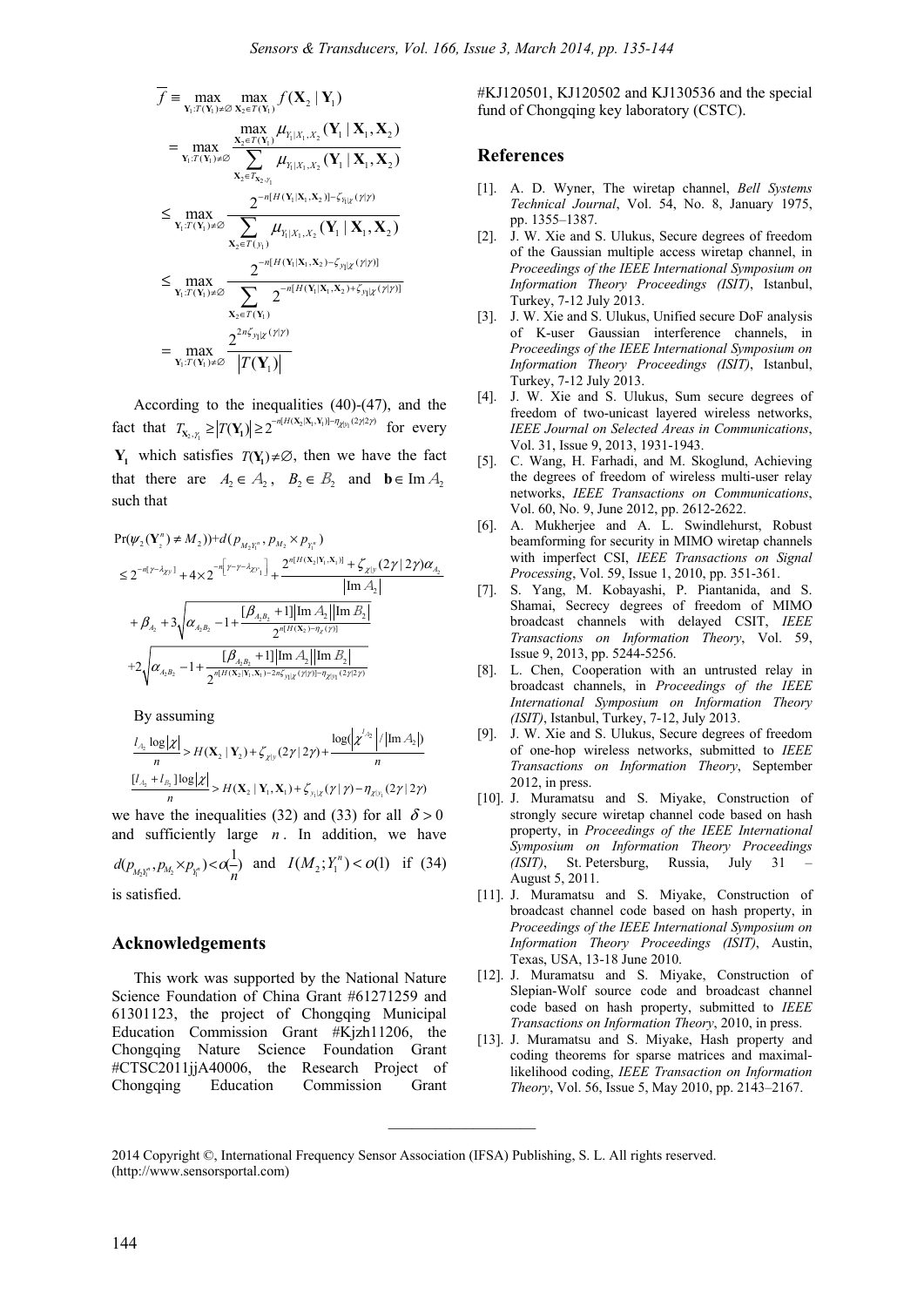$$
\begin{aligned}
\overline{f} &\equiv \max_{\mathbf{Y}_1:T(\mathbf{Y}_1)\neq\emptyset} \max_{\mathbf{X}_2\in T(\mathbf{Y}_1)} f(\mathbf{X}_2\mid\mathbf{Y}_1) \\
&= \max_{\mathbf{Y}_1:T(\mathbf{Y}_1)\neq\emptyset} \frac{\max_{\mathbf{X}_2\in T(\mathbf{Y}_1)} \mu_{Y_1|X_1,X_2}(\mathbf{Y}_1\mid\mathbf{X}_1,\mathbf{X}_2)}{\sum_{\mathbf{X}_2\in T_{\mathbf{X}_2,\mathbf{Y}_1}} \mu_{Y_1|X_1,X_2}(\mathbf{Y}_1\mid\mathbf{X}_1,\mathbf{X}_2)} \\
&\le \max_{\mathbf{Y}_1:T(\mathbf{Y}_1)\neq\emptyset} \frac{2^{-n[H(\mathbf{Y}_1|\mathbf{X}_1,\mathbf{X}_2)]-\zeta_{Y_1|\chi}(\gamma|\gamma)}}{\sum_{\mathbf{X}_2\in T(y_1)} \mu_{Y_1|X_1,X_2}(\mathbf{Y}_1\mid\mathbf{X}_1,\mathbf{X}_2)} \\
&\le \max_{\mathbf{Y}_1:T(\mathbf{Y}_1)\neq\emptyset} \frac{2^{-n[H(\mathbf{Y}_1|\mathbf{X}_1,\mathbf{X}_2)-\zeta_{\mathcal{Y}_1|\chi}(\gamma|\gamma)]}}{\sum_{\mathbf{X}_2\in T(\mathbf{Y}_1)} 2^{-n[H(\mathbf{Y}_1|\mathbf{X}_1,\mathbf{X}_2)+\zeta_{\mathcal{Y}_1|\chi}(\gamma|\gamma)]}} \\
&= \max_{\mathbf{Y}_1:T(\mathbf{Y}_1)\neq\emptyset} \frac{2^{2n\zeta_{\mathcal{Y}_1|\chi}(\gamma|\gamma)}}{|T(\mathbf{Y}_1)|}
\end{aligned}
$$

According to the inequalities (40)-(47), and the fact that $T_{\mathbf{X}_2,Y_1} \ge |T(\mathbf{Y}_1)| \ge 2^{-n[H(\mathbf{X}_2|\mathbf{X}_1,\mathbf{Y}_1)]-\eta_{\chi|\mathcal{Y}_1}(2\gamma|2\gamma)}$ for every $\mathbf{Y}_1$ which satisfies $T(\mathbf{Y}_1)\neq\emptyset$, then we have the fact that there are $A_2 \in \mathcal{A}_2$, $B_2 \in \mathcal{B}_2$ and $\mathbf{b} \in \operatorname{Im}\mathcal{A}_2$ such that

$$
\begin{aligned}
&\Pr(\psi_2(\mathbf{Y}_2^n)\neq M_2)) + d(p_{M_2Y_1^n}, p_{M_2}\times p_{Y_1^n}) \\
&\le 2^{-n[\gamma-\lambda_{\chi\mathcal{Y}}]} + 4\times 2^{-n\left[\gamma-\gamma-\lambda_{\chi\mathcal{Y}_1}\right]} + \frac{2^{n[H(\mathbf{X}_2|\mathbf{Y}_1,\mathbf{X}_1)]}+\zeta_{\chi|\mathcal{Y}}(2\gamma|2\gamma)\alpha_{A_2}}{|\operatorname{Im}\mathcal{A}_2|} \\
&+ \beta_{A_2} + 3\sqrt{\alpha_{A_2B_2} - 1 + \frac{[\beta_{A_2B_2}+1]|\operatorname{Im}\mathcal{A}_2||\operatorname{Im}\mathcal{B}_2|}{2^{n[H(\mathbf{X}_2)-\eta_{\chi}(\gamma)]}}} \\
&+ 2\sqrt{\alpha_{A_2B_2} - 1 + \frac{[\beta_{A_2B_2}+1]|\operatorname{Im}\mathcal{A}_2||\operatorname{Im}\mathcal{B}_2|}{2^{n[H(\mathbf{X}_2|\mathbf{Y}_1,\mathbf{X}_1)-2n\zeta_{\mathcal{Y}_1|\chi}(\gamma|\gamma)-\eta_{\chi|\mathcal{Y}_1}(2\gamma|2\gamma)}}}
\end{aligned}
$$

By assuming

$$
\frac{l_{A_2}\log|\chi|}{n} > H(\mathbf{X}_2\mid\mathbf{Y}_2) + \zeta_{\chi|\mathcal{Y}}(2\gamma\mid 2\gamma) + \frac{\log(|\chi^{l_{A_2}}|/|\operatorname{Im}\mathcal{A}_2|)}{n}
$$

$$
\frac{[l_{A_2}+l_{B_2}]\log|\chi|}{n} > H(\mathbf{X}_2\mid\mathbf{Y}_1,\mathbf{X}_1) + \zeta_{\mathcal{Y}_1|\chi}(\gamma\mid\gamma) - \eta_{\chi|\mathcal{Y}_1}(2\gamma\mid 2\gamma)
$$

we have the inequalities (32) and (33) for all $\delta > 0$ and sufficiently large $n$. In addition, we have $d(p_{M_2Y_1^n}, p_{M_2}\times p_{Y_1^n}) < o(\frac{1}{n})$ and $I(M_2;Y_1^n) < o(1)$ if (34) is satisfied.

## Acknowledgements

This work was supported by the National Nature Science Foundation of China Grant #61271259 and 61301123, the project of Chongqing Municipal Education Commission Grant #Kjzh11206, the Chongqing Nature Science Foundation Grant #CTSC2011jjA40006, the Research Project of Chongqing Education Commission Grant #KJ120501, KJ120502 and KJ130536 and the special fund of Chongqing key laboratory (CSTC).

## References

[1]. A. D. Wyner, The wiretap channel, *Bell Systems Technical Journal*, Vol. 54, No. 8, January 1975, pp. 1355–1387.

[2]. J. W. Xie and S. Ulukus, Secure degrees of freedom of the Gaussian multiple access wiretap channel, in *Proceedings of the IEEE International Symposium on Information Theory Proceedings (ISIT)*, Istanbul, Turkey, 7-12 July 2013.

[3]. J. W. Xie and S. Ulukus, Unified secure DoF analysis of K-user Gaussian interference channels, in *Proceedings of the IEEE International Symposium on Information Theory Proceedings (ISIT)*, Istanbul, Turkey, 7-12 July 2013.

[4]. J. W. Xie and S. Ulukus, Sum secure degrees of freedom of two-unicast layered wireless networks, *IEEE Journal on Selected Areas in Communications*, Vol. 31, Issue 9, 2013, 1931-1943.

[5]. C. Wang, H. Farhadi, and M. Skoglund, Achieving the degrees of freedom of wireless multi-user relay networks, *IEEE Transactions on Communications*, Vol. 60, No. 9, June 2012, pp. 2612-2622.

[6]. A. Mukherjee and A. L. Swindlehurst, Robust beamforming for security in MIMO wiretap channels with imperfect CSI, *IEEE Transactions on Signal Processing*, Vol. 59, Issue 1, 2010, pp. 351-361.

[7]. S. Yang, M. Kobayashi, P. Piantanida, and S. Shamai, Secrecy degrees of freedom of MIMO broadcast channels with delayed CSIT, *IEEE Transactions on Information Theory*, Vol. 59, Issue 9, 2013, pp. 5244-5256.

[8]. L. Chen, Cooperation with an untrusted relay in broadcast channels, in *Proceedings of the IEEE International Symposium on Information Theory (ISIT)*, Istanbul, Turkey, 7-12, July 2013.

[9]. J. W. Xie and S. Ulukus, Secure degrees of freedom of one-hop wireless networks, submitted to *IEEE Transactions on Information Theory*, September 2012, in press.

[10]. J. Muramatsu and S. Miyake, Construction of strongly secure wiretap channel code based on hash property, in *Proceedings of the IEEE International Symposium on Information Theory Proceedings (ISIT)*, St. Petersburg, Russia, July 31 – August 5, 2011.

[11]. J. Muramatsu and S. Miyake, Construction of broadcast channel code based on hash property, in *Proceedings of the IEEE International Symposium on Information Theory Proceedings (ISIT)*, Austin, Texas, USA, 13-18 June 2010.

[12]. J. Muramatsu and S. Miyake, Construction of Slepian-Wolf source code and broadcast channel code based on hash property, submitted to *IEEE Transactions on Information Theory*, 2010, in press.

[13]. J. Muramatsu and S. Miyake, Hash property and coding theorems for sparse matrices and maximal-likelihood coding, *IEEE Transaction on Information Theory*, Vol. 56, Issue 5, May 2010, pp. 2143–2167.

---

2014 Copyright ©, International Frequency Sensor Association (IFSA) Publishing, S. L. All rights reserved. (http://www.sensorsportal.com)